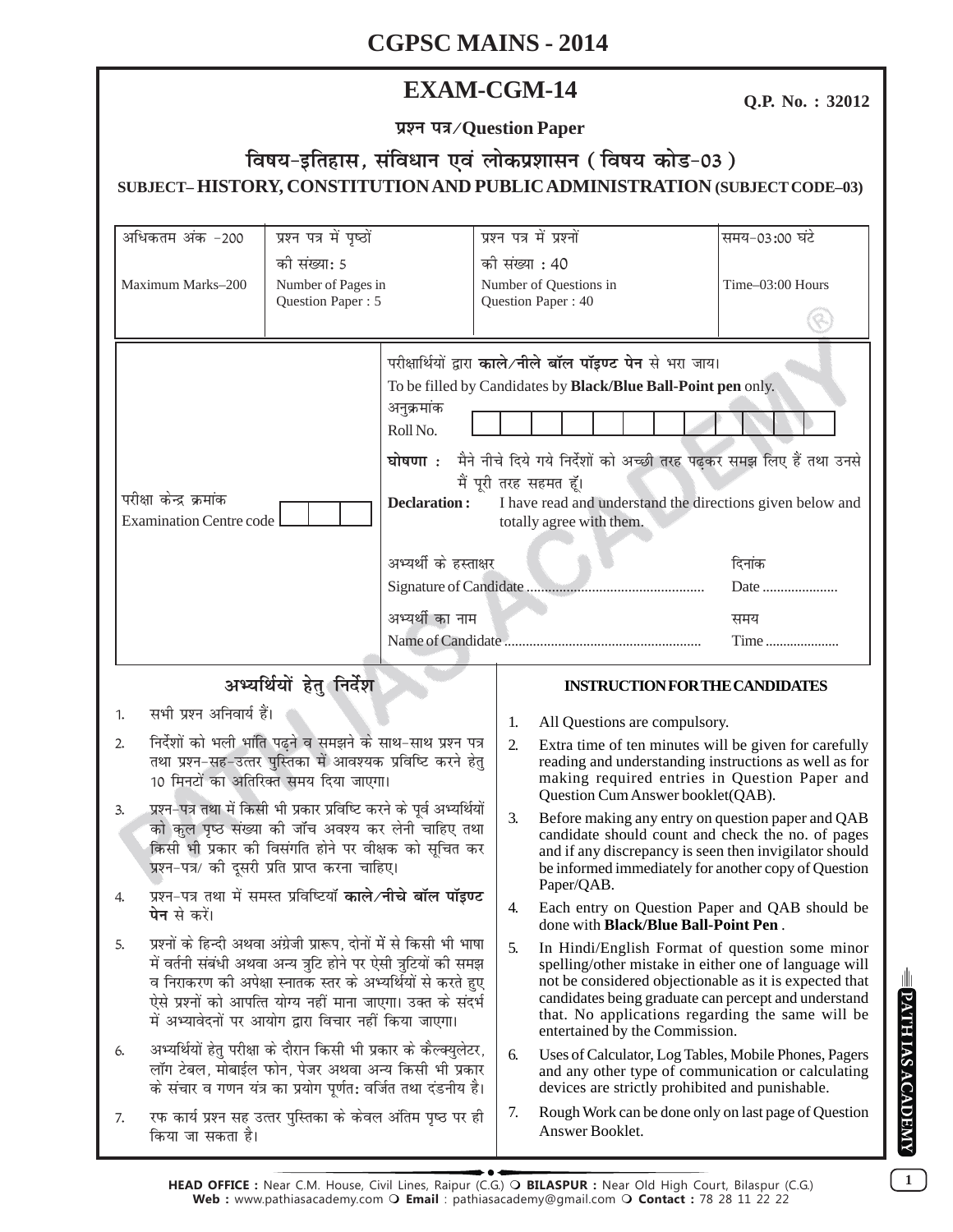# CGPSC MAINS - 2014

## EXAM-CGM-14

**Q.P. No. : 32012**

**प्रश्न पत्र/Question Paper**

**विषय-इतिहास, संविधान एवं लोकप्रशासन (विषय कोड-03)**

**SUBJECT– HISTORY, CONSTITUTION AND PUBLIC ADMINISTRATION (SUBJECT CODE–03)**

| अधिकतम अंक -200<br>Maximum Marks–200 | प्रश्न पत्र में पृष्ठों की संख्या: 5<br>Number of Pages in Question Paper : 5 | प्रश्न पत्र में प्रश्नों की संख्या : 40<br>Number of Questions in Question Paper : 40 | समय-03:00 घंटे<br>Time–03:00 Hours |
|---|---|---|---|

परीक्षार्थियों द्वारा **काले/नीले बॉल पॉइण्ट पेन** से भरा जाय।
To be filled by Candidates by **Black/Blue Ball-Point pen** only.

परीक्षा केन्द्र क्रमांक
Examination Centre code

अनुक्रमांक
Roll No.

**घोषणा :** मैने नीचे दिये गये निर्देशों को अच्छी तरह पढ़कर समझ लिए हैं तथा उनसे मैं पूरी तरह सहमत हूँ।

**Declaration :** I have read and understand the directions given below and totally agree with them.

अभ्यर्थी के हस्ताक्षर
Signature of Candidate ................................................. दिनांक Date .....................

अभ्यर्थी का नाम
Name of Candidate ....................................................... समय Time .....................

### अभ्यर्थियों हेतु निर्देश

1. सभी प्रश्न अनिवार्य हैं।
2. निर्देशों को भली भांति पढ़ने व समझने के साथ-साथ प्रश्न पत्र तथा प्रश्न-सह-उत्तर पुस्तिका में आवश्यक प्रविष्टि करने हेतु 10 मिनटों का अतिरिक्त समय दिया जाएगा।
3. प्रश्न-पत्र तथा में किसी भी प्रकार प्रविष्टि करने के पूर्व अभ्यर्थियों को कुल पृष्ठ संख्या की जाँच अवश्य कर लेनी चाहिए तथा किसी भी प्रकार की विसंगति होने पर वीक्षक को सूचित कर प्रश्न-पत्र/ की दूसरी प्रति प्राप्त करना चाहिए।
4. प्रश्न-पत्र तथा में समस्त प्रविष्टियाँ **काले/नीचे बॉल पॉइण्ट पेन** से करें।
5. प्रश्नों के हिन्दी अथवा अंग्रेजी प्रारूप, दोनों में से किसी भी भाषा में वर्तनी संबंधी अथवा अन्य त्रुटि होने पर ऐसी त्रुटियों की समझ व निराकरण की अपेक्षा स्नातक स्तर के अभ्यर्थियों से करते हुए ऐसे प्रश्नों को आपत्ति योग्य नहीं माना जाएगा। उक्त के संदर्भ में अभ्यावेदनों पर आयोग द्वारा विचार नहीं किया जाएगा।
6. अभ्यर्थियों हेतु परीक्षा के दौरान किसी भी प्रकार के कैल्क्युलेटर, लॉग टेबल, मोबाईल फोन, पेजर अथवा अन्य किसी भी प्रकार के संचार व गणन यंत्र का प्रयोग पूर्णतः वर्जित तथा दंडनीय है।
7. रफ कार्य प्रश्न सह उत्तर पुस्तिका के केवल अंतिम पृष्ठ पर ही किया जा सकता है।

### INSTRUCTION FOR THE CANDIDATES

1. All Questions are compulsory.
2. Extra time of ten minutes will be given for carefully reading and understanding instructions as well as for making required entries in Question Paper and Question Cum Answer booklet(QAB).
3. Before making any entry on question paper and QAB candidate should count and check the no. of pages and if any discrepancy is seen then invigilator should be informed immediately for another copy of Question Paper/QAB.
4. Each entry on Question Paper and QAB should be done with **Black/Blue Ball-Point Pen** .
5. In Hindi/English Format of question some minor spelling/other mistake in either one of language will not be considered objectionable as it is expected that candidates being graduate can percept and understand that. No applications regarding the same will be entertained by the Commission.
6. Uses of Calculator, Log Tables, Mobile Phones, Pagers and any other type of communication or calculating devices are strictly prohibited and punishable.
7. Rough Work can be done only on last page of Question Answer Booklet.

**HEAD OFFICE :** Near C.M. House, Civil Lines, Raipur (C.G.) **BILASPUR :** Near Old High Court, Bilaspur (C.G.)
**Web :** www.pathiasacademy.com **Email** : pathiasacademy@gmail.com **Contact :** 78 28 11 22 22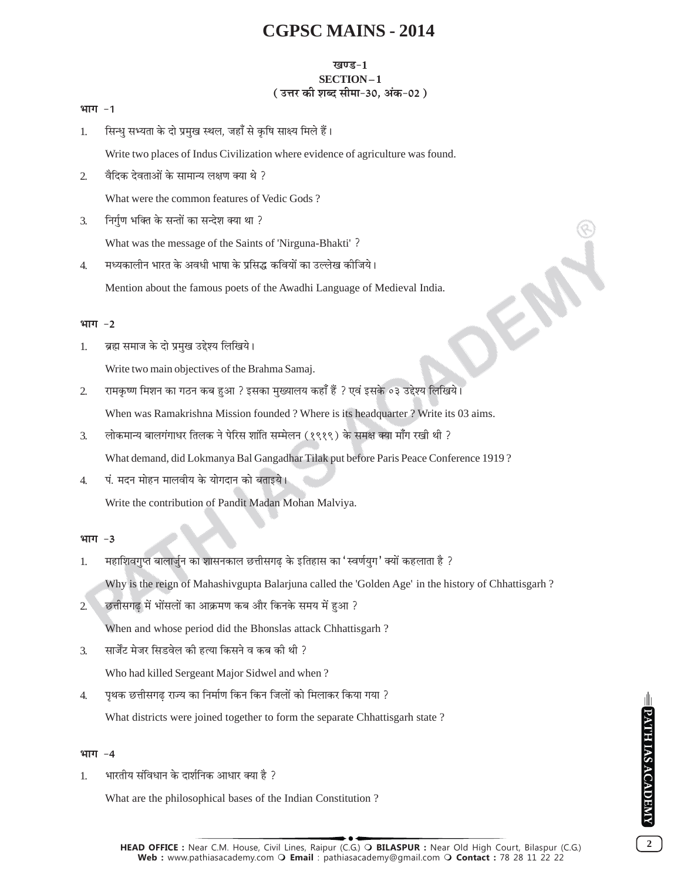# CGPSC MAINS - 2014

## खण्ड-1
## SECTION – 1
### ( उत्तर की शब्द सीमा-30, अंक-02 )

**भाग -1**

1. सिन्धु सभ्यता के दो प्रमुख स्थल, जहाँ से कृषि साक्ष्य मिले हैं।

   Write two places of Indus Civilization where evidence of agriculture was found.

2. वैदिक देवताओं के सामान्य लक्षण क्या थे ?

   What were the common features of Vedic Gods ?

3. निर्गुण भक्ति के सन्तों का सन्देश क्या था ?

   What was the message of the Saints of 'Nirguna-Bhakti' ?

4. मध्यकालीन भारत के अवधी भाषा के प्रसिद्ध कवियों का उल्लेख कीजिये।

   Mention about the famous poets of the Awadhi Language of Medieval India.

**भाग -2**

1. ब्रह्म समाज के दो प्रमुख उद्देश्य लिखिये।

   Write two main objectives of the Brahma Samaj.

2. रामकृष्ण मिशन का गठन कब हुआ ? इसका मुख्यालय कहाँ हैं ? एवं इसके ०३ उद्देश्य लिखिये।

   When was Ramakrishna Mission founded ? Where is its headquarter ? Write its 03 aims.

3. लोकमान्य बालगंगाधर तिलक ने पेरिस शांति सम्मेलन (१९१९) के समक्ष क्या माँग रखी थी ?

   What demand, did Lokmanya Bal Gangadhar Tilak put before Paris Peace Conference 1919 ?

4. पं. मदन मोहन मालवीय के योगदान को बताइये।

   Write the contribution of Pandit Madan Mohan Malviya.

**भाग -3**

1. महाशिवगुप्त बालार्जुन का शासनकाल छत्तीसगढ़ के इतिहास का 'स्वर्णयुग' क्यों कहलाता है ?

   Why is the reign of Mahashivgupta Balarjuna called the 'Golden Age' in the history of Chhattisgarh ?

2. छत्तीसगढ़ में भोंसलों का आक्रमण कब और किनके समय में हुआ ?

   When and whose period did the Bhonslas attack Chhattisgarh ?

3. सार्जेंट मेजर सिडवेल की हत्या किसने व कब की थी ?

   Who had killed Sergeant Major Sidwel and when ?

4. पृथक छत्तीसगढ़ राज्य का निर्माण किन किन जिलों को मिलाकर किया गया ?

   What districts were joined together to form the separate Chhattisgarh state ?

**भाग -4**

1. भारतीय संविधान के दार्शनिक आधार क्या है ?

   What are the philosophical bases of the Indian Constitution ?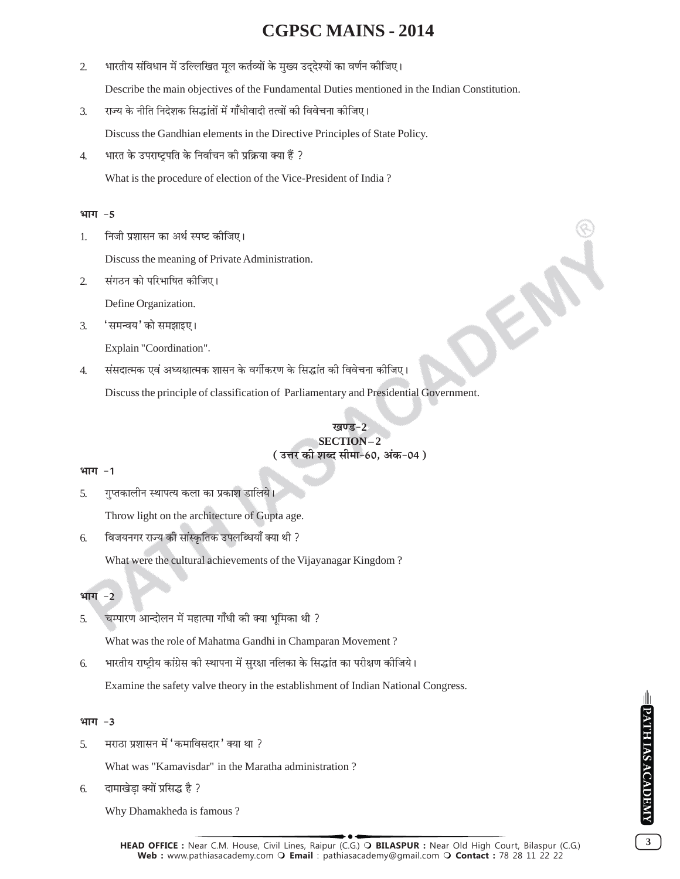2. भारतीय संविधान में उल्लिखित मूल कर्तव्यों के मुख्य उद्देश्यों का वर्णन कीजिए।

   Describe the main objectives of the Fundamental Duties mentioned in the Indian Constitution.

3. राज्य के नीति निदेशक सिद्धांतों में गाँधीवादी तत्वों की विवेचना कीजिए।

   Discuss the Gandhian elements in the Directive Principles of State Policy.

4. भारत के उपराष्ट्रपति के निर्वाचन की प्रक्रिया क्या हैं ?

   What is the procedure of election of the Vice-President of India ?

**भाग -5**

1. निजी प्रशासन का अर्थ स्पष्ट कीजिए।

   Discuss the meaning of Private Administration.

2. संगठन को परिभाषित कीजिए।

   Define Organization.

3. 'समन्वय' को समझाइए।

   Explain "Coordination".

4. संसदात्मक एवं अध्यक्षात्मक शासन के वर्गीकरण के सिद्धांत की विवेचना कीजिए।

   Discuss the principle of classification of Parliamentary and Presidential Government.

## खण्ड-2
## SECTION – 2
**( उत्तर की शब्द सीमा-60, अंक-04 )**

**भाग -1**

5. गुप्तकालीन स्थापत्य कला का प्रकाश डालिये।

   Throw light on the architecture of Gupta age.

6. विजयनगर राज्य की सांस्कृतिक उपलब्धियाँ क्या थी ?

   What were the cultural achievements of the Vijayanagar Kingdom ?

**भाग -2**

5. चम्पारण आन्दोलन में महात्मा गाँधी की क्या भूमिका थी ?

   What was the role of Mahatma Gandhi in Champaran Movement ?

6. भारतीय राष्ट्रीय कांग्रेस की स्थापना में सुरक्षा नलिका के सिद्धांत का परीक्षण कीजिये।

   Examine the safety valve theory in the establishment of Indian National Congress.

**भाग -3**

5. मराठा प्रशासन में 'कमाविसदार' क्या था ?

   What was "Kamavisdar" in the Maratha administration ?

6. दामाखेड़ा क्यों प्रसिद्ध है ?

   Why Dhamakheda is famous ?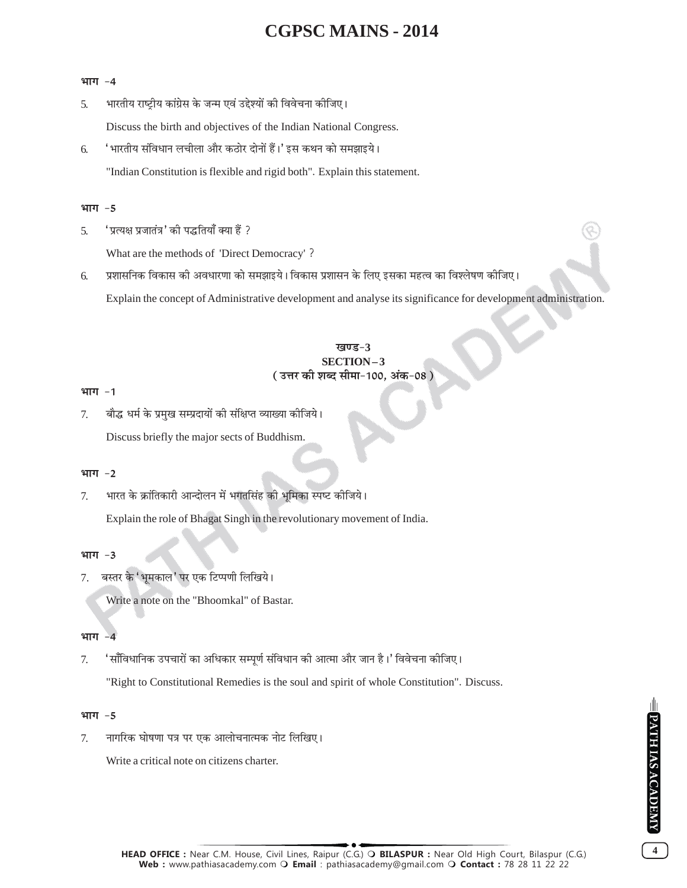**भाग -4**

5. भारतीय राष्ट्रीय कांग्रेस के जन्म एवं उद्देश्यों की विवेचना कीजिए।

   Discuss the birth and objectives of the Indian National Congress.

6. 'भारतीय संविधान लचीला और कठोर दोनों हैं।' इस कथन को समझाइये।

   "Indian Constitution is flexible and rigid both". Explain this statement.

**भाग -5**

5. 'प्रत्यक्ष प्रजातंत्र' की पद्धतियाँ क्या हैं ?

   What are the methods of 'Direct Democracy' ?

6. प्रशासनिक विकास की अवधारणा को समझाइये। विकास प्रशासन के लिए इसका महत्व का विश्लेषण कीजिए।

   Explain the concept of Administrative development and analyse its significance for development administration.

## खण्ड-3
## SECTION – 3
**( उत्तर की शब्द सीमा-100, अंक-08 )**

**भाग -1**

7. बौद्ध धर्म के प्रमुख सम्प्रदायों की संक्षिप्त व्याख्या कीजिये।

   Discuss briefly the major sects of Buddhism.

**भाग -2**

7. भारत के क्रांतिकारी आन्दोलन में भगतसिंह की भूमिका स्पष्ट कीजिये।

   Explain the role of Bhagat Singh in the revolutionary movement of India.

**भाग -3**

7. बस्तर के 'भूमकाल' पर एक टिप्पणी लिखिये।

   Write a note on the "Bhoomkal" of Bastar.

**भाग -4**

7. 'सँविधानिक उपचारों का अधिकार सम्पूर्ण संविधान की आत्मा और जान है।' विवेचना कीजिए।

   "Right to Constitutional Remedies is the soul and spirit of whole Constitution". Discuss.

**भाग -5**

7. नागरिक घोषणा पत्र पर एक आलोचनात्मक नोट लिखिए।

   Write a critical note on citizens charter.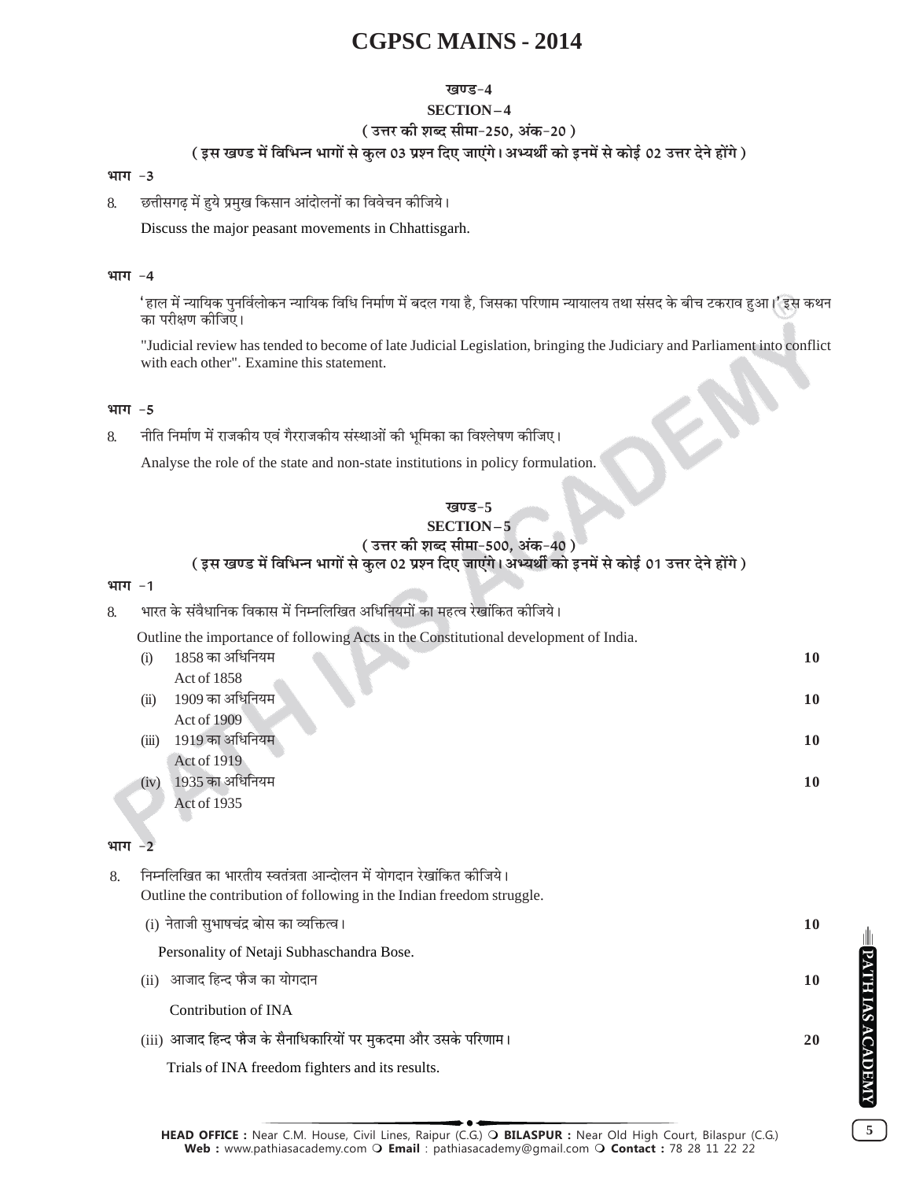# CGPSC MAINS - 2014

## खण्ड-4
## SECTION – 4

**( उत्तर की शब्द सीमा-250, अंक-20 )**

**( इस खण्ड में विभिन्न भागों से कुल 03 प्रश्न दिए जाएंगे। अभ्यर्थी को इनमें से कोई 02 उत्तर देने होंगे )**

**भाग -3**

8. छत्तीसगढ़ में हुये प्रमुख किसान आंदोलनों का विवेचन कीजिये।

   Discuss the major peasant movements in Chhattisgarh.

**भाग -4**

'हाल में न्यायिक पुनर्विलोकन न्यायिक विधि निर्माण में बदल गया है, जिसका परिणाम न्यायालय तथा संसद के बीच टकराव हुआ।' इस कथन का परीक्षण कीजिए।

"Judicial review has tended to become of late Judicial Legislation, bringing the Judiciary and Parliament into conflict with each other". Examine this statement.

**भाग -5**

8. नीति निर्माण में राजकीय एवं गैरराजकीय संस्थाओं की भूमिका का विश्लेषण कीजिए।

   Analyse the role of the state and non-state institutions in policy formulation.

## खण्ड-5
## SECTION – 5

**( उत्तर की शब्द सीमा-500, अंक-40 )**

**( इस खण्ड में विभिन्न भागों से कुल 02 प्रश्न दिए जाएंगे। अभ्यर्थी को इनमें से कोई 01 उत्तर देने होंगे )**

**भाग -1**

8. भारत के संवैधानिक विकास में निम्नलिखित अधिनियमों का महत्व रेखांकित कीजिये।

   Outline the importance of following Acts in the Constitutional development of India.

   (i) 1858 का अधिनियम **10**
   Act of 1858

   (ii) 1909 का अधिनियम **10**
   Act of 1909

   (iii) 1919 का अधिनियम **10**
   Act of 1919

   (iv) 1935 का अधिनियम **10**
   Act of 1935

**भाग -2**

8. निम्नलिखित का भारतीय स्वतंत्रता आन्दोलन में योगदान रेखांकित कीजिये।
   Outline the contribution of following in the Indian freedom struggle.

   (i) नेताजी सुभाषचंद्र बोस का व्यक्तित्व। **10**
   Personality of Netaji Subhaschandra Bose.

   (ii) आजाद हिन्द फौज का योगदान **10**
   Contribution of INA

   (iii) आजाद हिन्द फौज के सैनाधिकारियों पर मुकदमा और उसके परिणाम। **20**
   Trials of INA freedom fighters and its results.